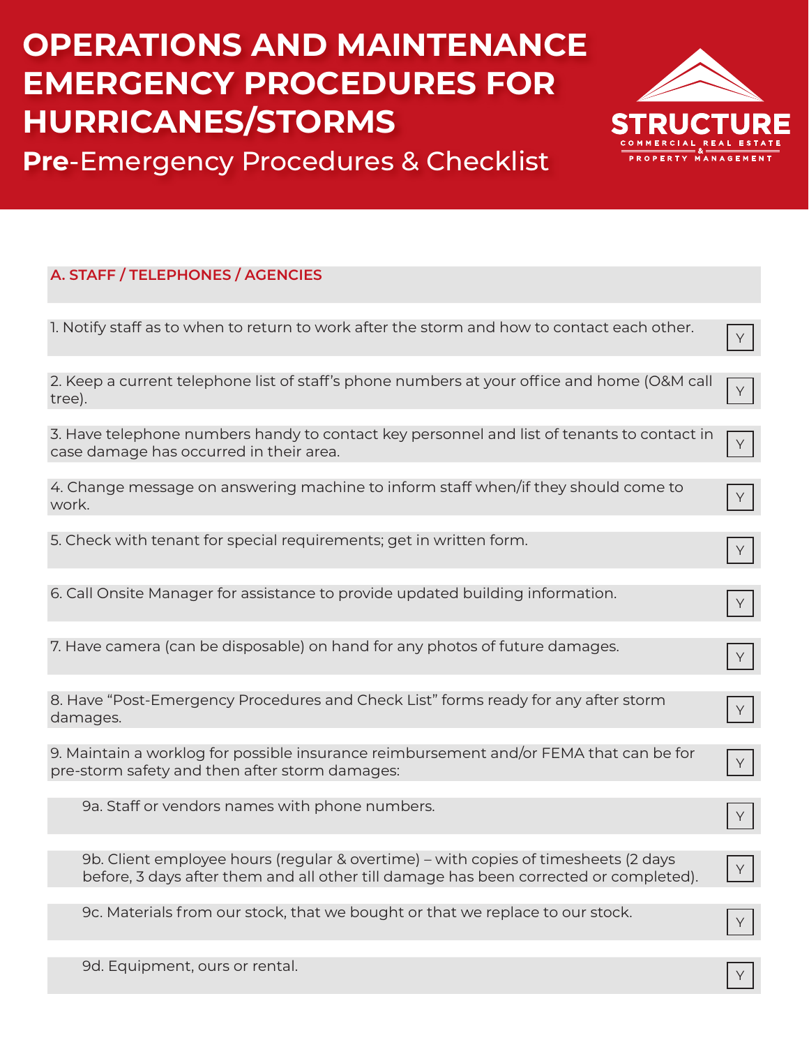# OPERATIONS AND MAINTENANCE EMERGENCY PROCEDURES FOR HURRICANES/STORMS

## **Pre**-Emergency Procedures & Checklist

STRUCTURE
COMMERCIAL REAL ESTATE & PROPERTY MANAGEMENT

### A. STAFF / TELEPHONES / AGENCIES

| Item | |
|---|---|
| 1. Notify staff as to when to return to work after the storm and how to contact each other. | Y |
| 2. Keep a current telephone list of staff's phone numbers at your office and home (O&M call tree). | Y |
| 3. Have telephone numbers handy to contact key personnel and list of tenants to contact in case damage has occurred in their area. | Y |
| 4. Change message on answering machine to inform staff when/if they should come to work. | Y |
| 5. Check with tenant for special requirements; get in written form. | Y |
| 6. Call Onsite Manager for assistance to provide updated building information. | Y |
| 7. Have camera (can be disposable) on hand for any photos of future damages. | Y |
| 8. Have "Post-Emergency Procedures and Check List" forms ready for any after storm damages. | Y |
| 9. Maintain a worklog for possible insurance reimbursement and/or FEMA that can be for pre-storm safety and then after storm damages: | Y |
| 9a. Staff or vendors names with phone numbers. | Y |
| 9b. Client employee hours (regular & overtime) – with copies of timesheets (2 days before, 3 days after them and all other till damage has been corrected or completed). | Y |
| 9c. Materials from our stock, that we bought or that we replace to our stock. | Y |
| 9d. Equipment, ours or rental. | Y |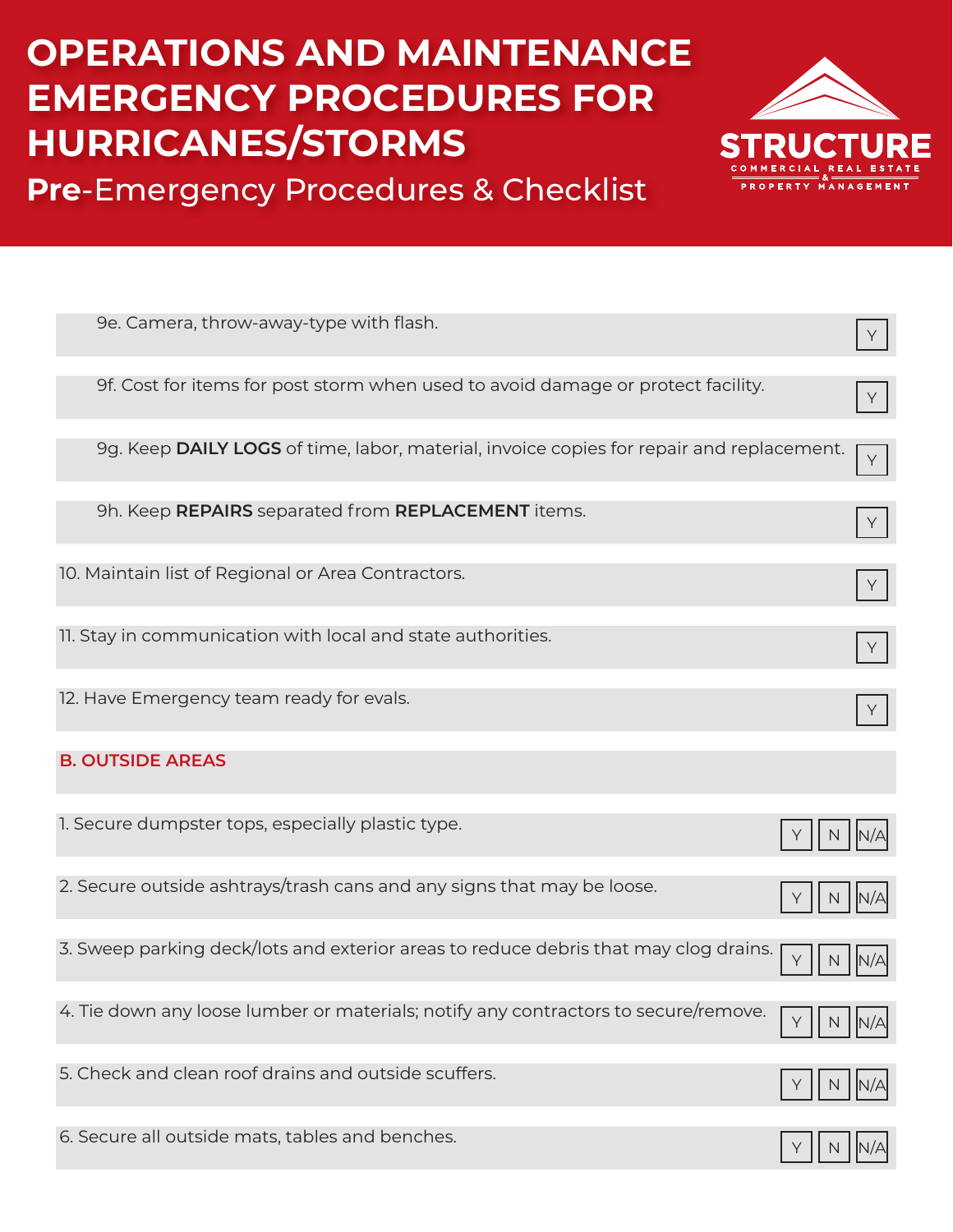# OPERATIONS AND MAINTENANCE EMERGENCY PROCEDURES FOR HURRICANES/STORMS

## **Pre**-Emergency Procedures & Checklist

| Item | Y | N | N/A |
|---|---|---|---|
| 9e. Camera, throw-away-type with flash. | Y | | |
| 9f. Cost for items for post storm when used to avoid damage or protect facility. | Y | | |
| 9g. Keep **DAILY LOGS** of time, labor, material, invoice copies for repair and replacement. | Y | | |
| 9h. Keep **REPAIRS** separated from **REPLACEMENT** items. | Y | | |
| 10. Maintain list of Regional or Area Contractors. | Y | | |
| 11. Stay in communication with local and state authorities. | Y | | |
| 12. Have Emergency team ready for evals. | Y | | |

### B. OUTSIDE AREAS

| Item | Y | N | N/A |
|---|---|---|---|
| 1. Secure dumpster tops, especially plastic type. | Y | N | N/A |
| 2. Secure outside ashtrays/trash cans and any signs that may be loose. | Y | N | N/A |
| 3. Sweep parking deck/lots and exterior areas to reduce debris that may clog drains. | Y | N | N/A |
| 4. Tie down any loose lumber or materials; notify any contractors to secure/remove. | Y | N | N/A |
| 5. Check and clean roof drains and outside scuffers. | Y | N | N/A |
| 6. Secure all outside mats, tables and benches. | Y | N | N/A |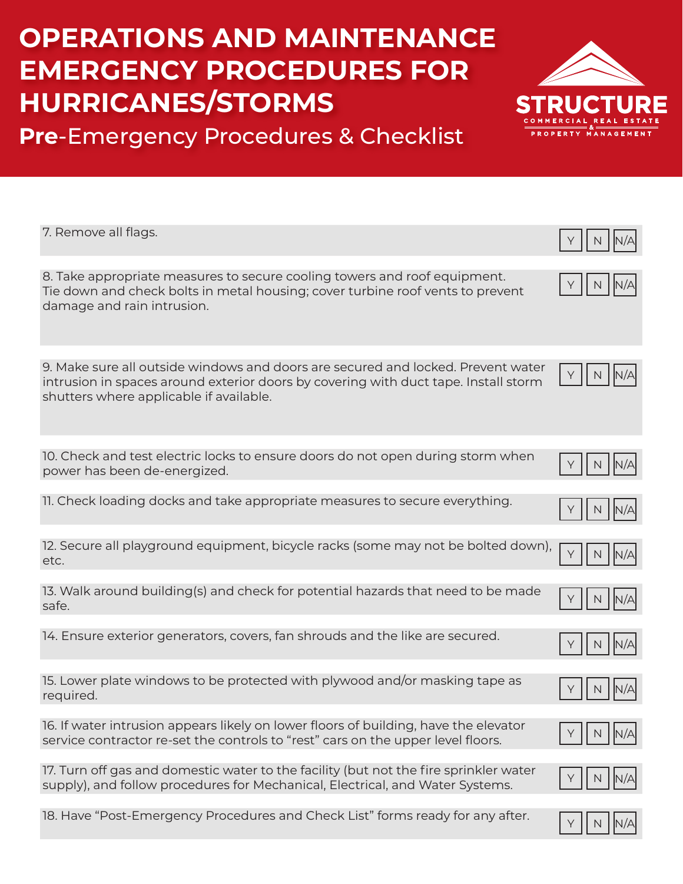# OPERATIONS AND MAINTENANCE EMERGENCY PROCEDURES FOR HURRICANES/STORMS

## **Pre**-Emergency Procedures & Checklist

STRUCTURE COMMERCIAL REAL ESTATE & PROPERTY MANAGEMENT

| Item | Y | N | N/A |
|---|---|---|---|
| 7. Remove all flags. | Y | N | N/A |
| 8. Take appropriate measures to secure cooling towers and roof equipment. Tie down and check bolts in metal housing; cover turbine roof vents to prevent damage and rain intrusion. | Y | N | N/A |
| 9. Make sure all outside windows and doors are secured and locked. Prevent water intrusion in spaces around exterior doors by covering with duct tape. Install storm shutters where applicable if available. | Y | N | N/A |
| 10. Check and test electric locks to ensure doors do not open during storm when power has been de-energized. | Y | N | N/A |
| 11. Check loading docks and take appropriate measures to secure everything. | Y | N | N/A |
| 12. Secure all playground equipment, bicycle racks (some may not be bolted down), etc. | Y | N | N/A |
| 13. Walk around building(s) and check for potential hazards that need to be made safe. | Y | N | N/A |
| 14. Ensure exterior generators, covers, fan shrouds and the like are secured. | Y | N | N/A |
| 15. Lower plate windows to be protected with plywood and/or masking tape as required. | Y | N | N/A |
| 16. If water intrusion appears likely on lower floors of building, have the elevator service contractor re-set the controls to "rest" cars on the upper level floors. | Y | N | N/A |
| 17. Turn off gas and domestic water to the facility (but not the fire sprinkler water supply), and follow procedures for Mechanical, Electrical, and Water Systems. | Y | N | N/A |
| 18. Have "Post-Emergency Procedures and Check List" forms ready for any after. | Y | N | N/A |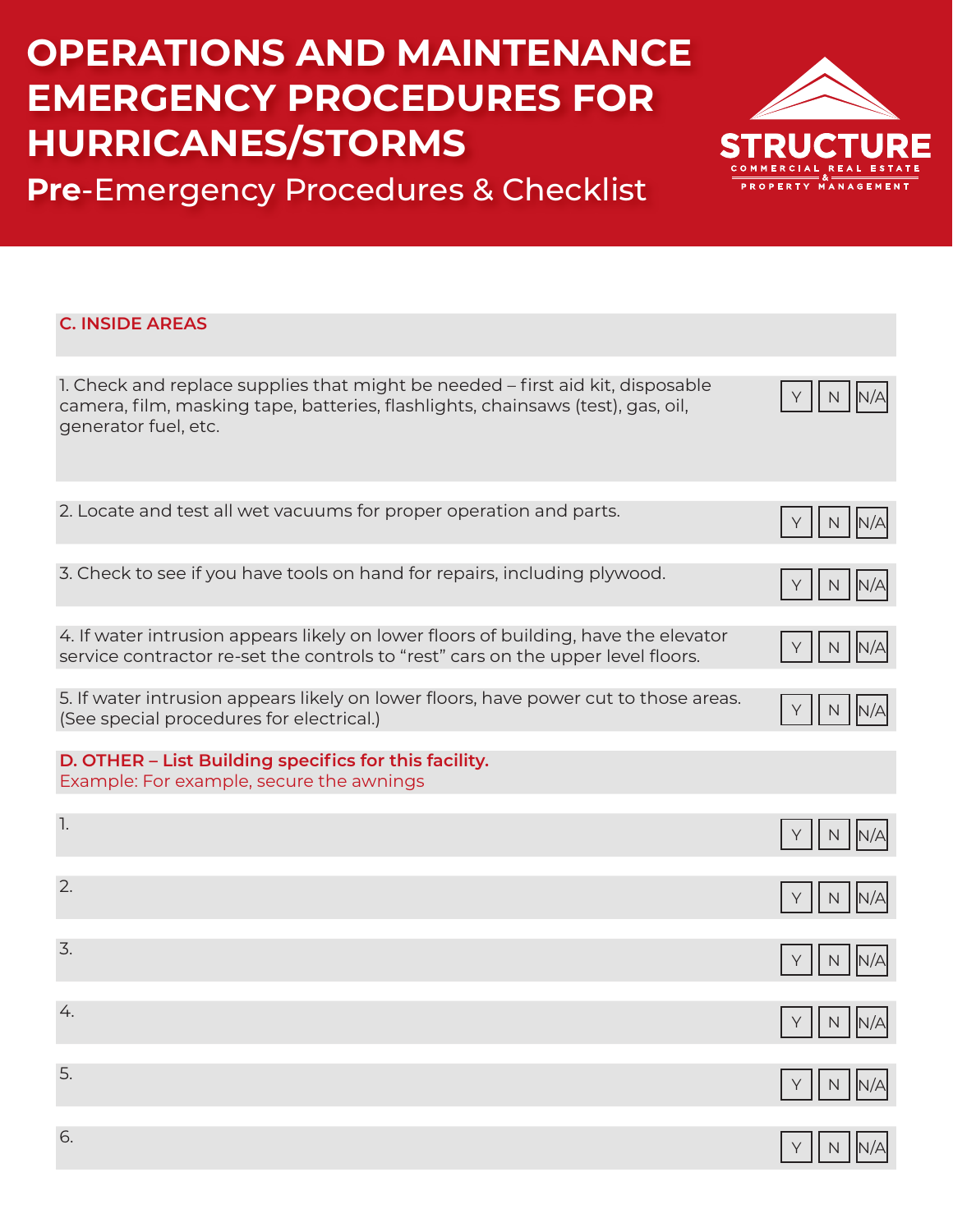# OPERATIONS AND MAINTENANCE EMERGENCY PROCEDURES FOR HURRICANES/STORMS

## **Pre**-Emergency Procedures & Checklist

STRUCTURE
COMMERCIAL REAL ESTATE & PROPERTY MANAGEMENT

### C. INSIDE AREAS

| Item | Y | N | N/A |
|---|---|---|---|
| 1. Check and replace supplies that might be needed – first aid kit, disposable camera, film, masking tape, batteries, flashlights, chainsaws (test), gas, oil, generator fuel, etc. | Y | N | N/A |
| 2. Locate and test all wet vacuums for proper operation and parts. | Y | N | N/A |
| 3. Check to see if you have tools on hand for repairs, including plywood. | Y | N | N/A |
| 4. If water intrusion appears likely on lower floors of building, have the elevator service contractor re-set the controls to "rest" cars on the upper level floors. | Y | N | N/A |
| 5. If water intrusion appears likely on lower floors, have power cut to those areas. (See special procedures for electrical.) | Y | N | N/A |

### D. OTHER – List Building specifics for this facility.

Example: For example, secure the awnings

| Item | Y | N | N/A |
|---|---|---|---|
| 1. | Y | N | N/A |
| 2. | Y | N | N/A |
| 3. | Y | N | N/A |
| 4. | Y | N | N/A |
| 5. | Y | N | N/A |
| 6. | Y | N | N/A |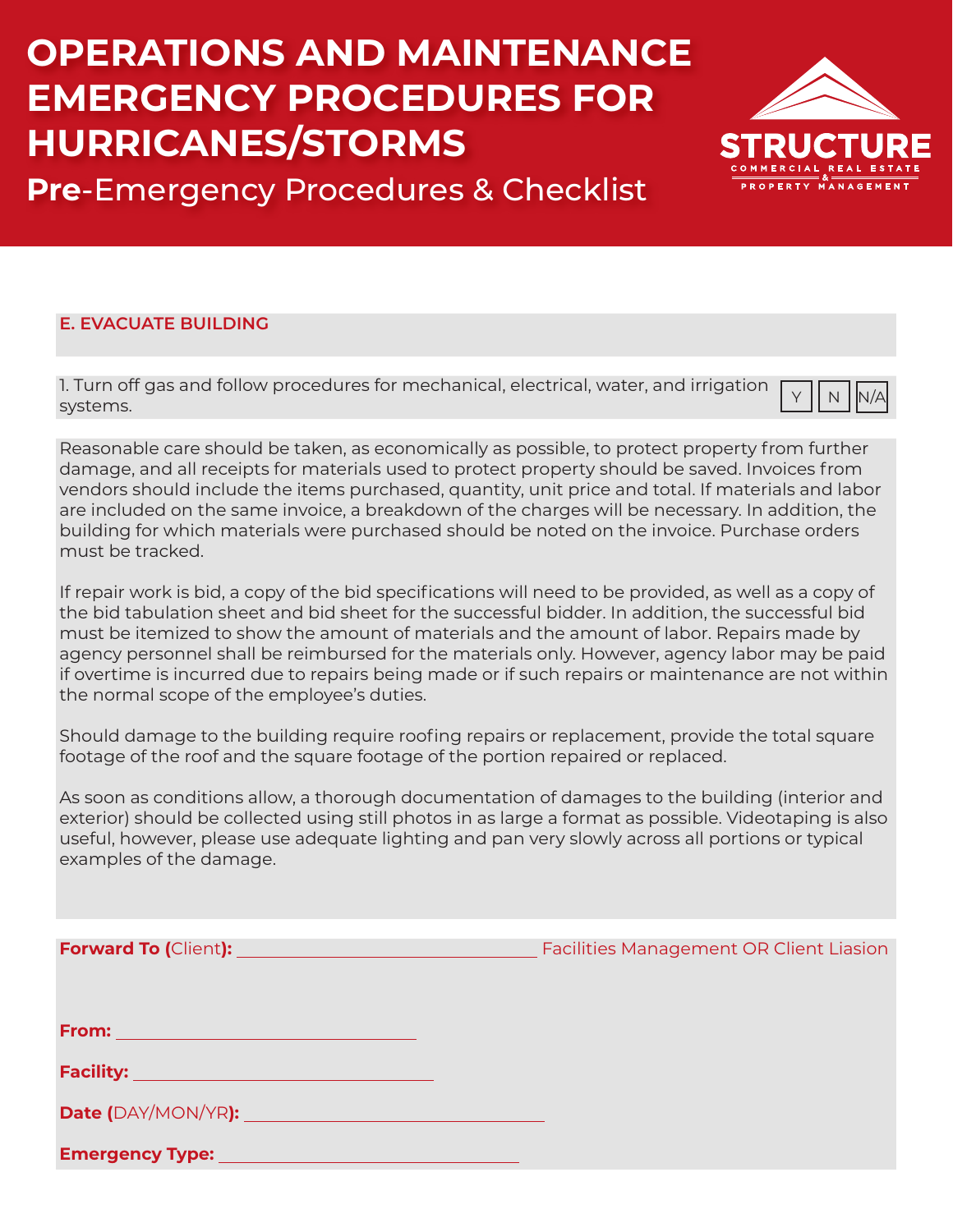# OPERATIONS AND MAINTENANCE EMERGENCY PROCEDURES FOR HURRICANES/STORMS

## **Pre**-Emergency Procedures & Checklist

STRUCTURE COMMERCIAL REAL ESTATE & PROPERTY MANAGEMENT

### E. EVACUATE BUILDING

1. Turn off gas and follow procedures for mechanical, electrical, water, and irrigation systems. Y N N/A

Reasonable care should be taken, as economically as possible, to protect property from further damage, and all receipts for materials used to protect property should be saved. Invoices from vendors should include the items purchased, quantity, unit price and total. If materials and labor are included on the same invoice, a breakdown of the charges will be necessary. In addition, the building for which materials were purchased should be noted on the invoice. Purchase orders must be tracked.

If repair work is bid, a copy of the bid specifications will need to be provided, as well as a copy of the bid tabulation sheet and bid sheet for the successful bidder. In addition, the successful bid must be itemized to show the amount of materials and the amount of labor. Repairs made by agency personnel shall be reimbursed for the materials only. However, agency labor may be paid if overtime is incurred due to repairs being made or if such repairs or maintenance are not within the normal scope of the employee's duties.

Should damage to the building require roofing repairs or replacement, provide the total square footage of the roof and the square footage of the portion repaired or replaced.

As soon as conditions allow, a thorough documentation of damages to the building (interior and exterior) should be collected using still photos in as large a format as possible. Videotaping is also useful, however, please use adequate lighting and pan very slowly across all portions or typical examples of the damage.

**Forward To (**Client**):** ______________________ Facilities Management OR Client Liasion

**From:** ______________________

**Facility:** ______________________

**Date (**DAY/MON/YR**):** ______________________

**Emergency Type:** ______________________